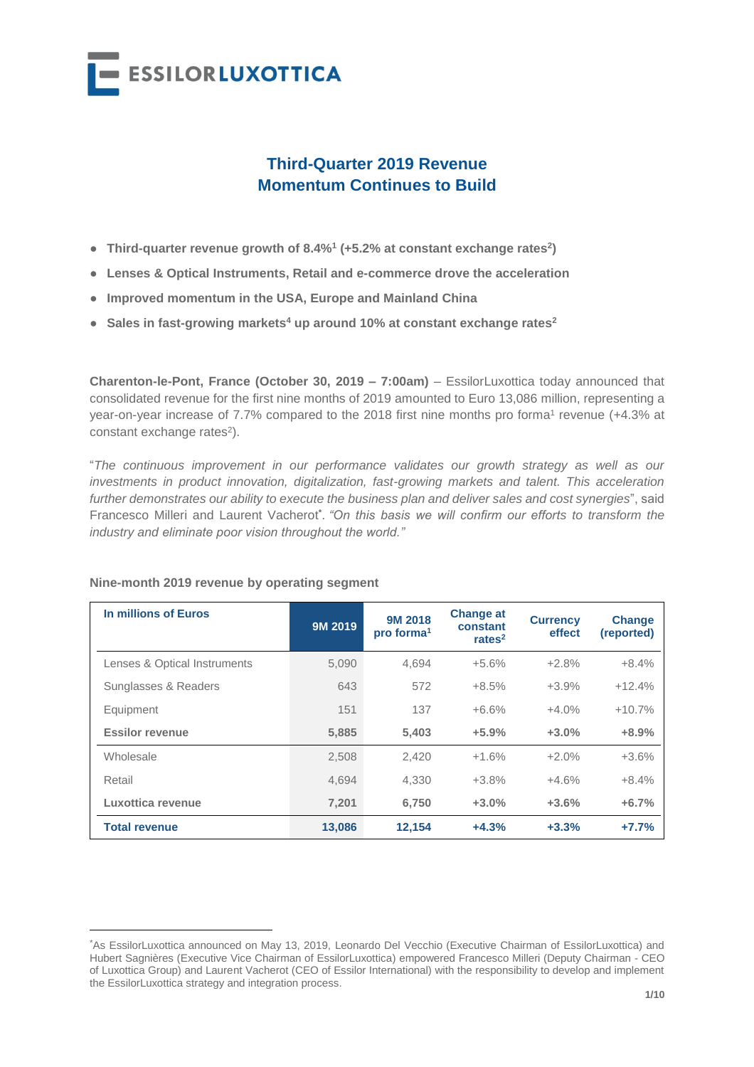ESSILORLUXOTTICA

# Third-Quarter 2019 Revenue
# Momentum Continues to Build

- **Third-quarter revenue growth of 8.4%[1] (+5.2% at constant exchange rates[2])**
- **Lenses & Optical Instruments, Retail and e-commerce drove the acceleration**
- **Improved momentum in the USA, Europe and Mainland China**
- **Sales in fast-growing markets[4] up around 10% at constant exchange rates[2]**

**Charenton-le-Pont, France (October 30, 2019 – 7:00am)** – EssilorLuxottica today announced that consolidated revenue for the first nine months of 2019 amounted to Euro 13,086 million, representing a year-on-year increase of 7.7% compared to the 2018 first nine months pro forma[1] revenue (+4.3% at constant exchange rates[2]).

"*The continuous improvement in our performance validates our growth strategy as well as our investments in product innovation, digitalization, fast-growing markets and talent. This acceleration further demonstrates our ability to execute the business plan and deliver sales and cost synergies*", said Francesco Milleri and Laurent Vacherot[*]. *"On this basis we will confirm our efforts to transform the industry and eliminate poor vision throughout the world."*

**Nine-month 2019 revenue by operating segment**

| In millions of Euros | 9M 2019 | 9M 2018 pro forma[1] | Change at constant rates[2] | Currency effect | Change (reported) |
|---|---|---|---|---|---|
| Lenses & Optical Instruments | 5,090 | 4,694 | +5.6% | +2.8% | +8.4% |
| Sunglasses & Readers | 643 | 572 | +8.5% | +3.9% | +12.4% |
| Equipment | 151 | 137 | +6.6% | +4.0% | +10.7% |
| **Essilor revenue** | **5,885** | **5,403** | **+5.9%** | **+3.0%** | **+8.9%** |
| Wholesale | 2,508 | 2,420 | +1.6% | +2.0% | +3.6% |
| Retail | 4,694 | 4,330 | +3.8% | +4.6% | +8.4% |
| **Luxottica revenue** | **7,201** | **6,750** | **+3.0%** | **+3.6%** | **+6.7%** |
| **Total revenue** | **13,086** | **12,154** | **+4.3%** | **+3.3%** | **+7.7%** |

[*] As EssilorLuxottica announced on May 13, 2019, Leonardo Del Vecchio (Executive Chairman of EssilorLuxottica) and Hubert Sagnières (Executive Vice Chairman of EssilorLuxottica) empowered Francesco Milleri (Deputy Chairman - CEO of Luxottica Group) and Laurent Vacherot (CEO of Essilor International) with the responsibility to develop and implement the EssilorLuxottica strategy and integration process.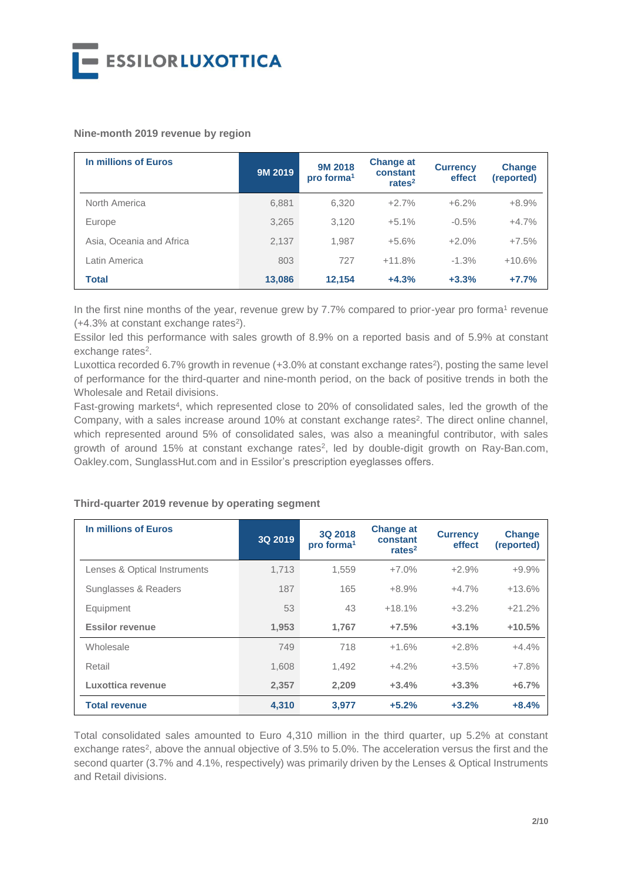**Nine-month 2019 revenue by region**

| In millions of Euros | 9M 2019 | 9M 2018 pro forma[1] | Change at constant rates[2] | Currency effect | Change (reported) |
|---|---|---|---|---|---|
| North America | 6,881 | 6,320 | +2.7% | +6.2% | +8.9% |
| Europe | 3,265 | 3,120 | +5.1% | -0.5% | +4.7% |
| Asia, Oceania and Africa | 2,137 | 1,987 | +5.6% | +2.0% | +7.5% |
| Latin America | 803 | 727 | +11.8% | -1.3% | +10.6% |
| **Total** | **13,086** | **12,154** | **+4.3%** | **+3.3%** | **+7.7%** |

In the first nine months of the year, revenue grew by 7.7% compared to prior-year pro forma[1] revenue (+4.3% at constant exchange rates[2]).

Essilor led this performance with sales growth of 8.9% on a reported basis and of 5.9% at constant exchange rates[2].

Luxottica recorded 6.7% growth in revenue (+3.0% at constant exchange rates[2]), posting the same level of performance for the third-quarter and nine-month period, on the back of positive trends in both the Wholesale and Retail divisions.

Fast-growing markets[4], which represented close to 20% of consolidated sales, led the growth of the Company, with a sales increase around 10% at constant exchange rates[2]. The direct online channel, which represented around 5% of consolidated sales, was also a meaningful contributor, with sales growth of around 15% at constant exchange rates[2], led by double-digit growth on Ray-Ban.com, Oakley.com, SunglassHut.com and in Essilor's prescription eyeglasses offers.

**Third-quarter 2019 revenue by operating segment**

| In millions of Euros | 3Q 2019 | 3Q 2018 pro forma[1] | Change at constant rates[2] | Currency effect | Change (reported) |
|---|---|---|---|---|---|
| Lenses & Optical Instruments | 1,713 | 1,559 | +7.0% | +2.9% | +9.9% |
| Sunglasses & Readers | 187 | 165 | +8.9% | +4.7% | +13.6% |
| Equipment | 53 | 43 | +18.1% | +3.2% | +21.2% |
| **Essilor revenue** | **1,953** | **1,767** | **+7.5%** | **+3.1%** | **+10.5%** |
| Wholesale | 749 | 718 | +1.6% | +2.8% | +4.4% |
| Retail | 1,608 | 1,492 | +4.2% | +3.5% | +7.8% |
| **Luxottica revenue** | **2,357** | **2,209** | **+3.4%** | **+3.3%** | **+6.7%** |
| **Total revenue** | **4,310** | **3,977** | **+5.2%** | **+3.2%** | **+8.4%** |

Total consolidated sales amounted to Euro 4,310 million in the third quarter, up 5.2% at constant exchange rates[2], above the annual objective of 3.5% to 5.0%. The acceleration versus the first and the second quarter (3.7% and 4.1%, respectively) was primarily driven by the Lenses & Optical Instruments and Retail divisions.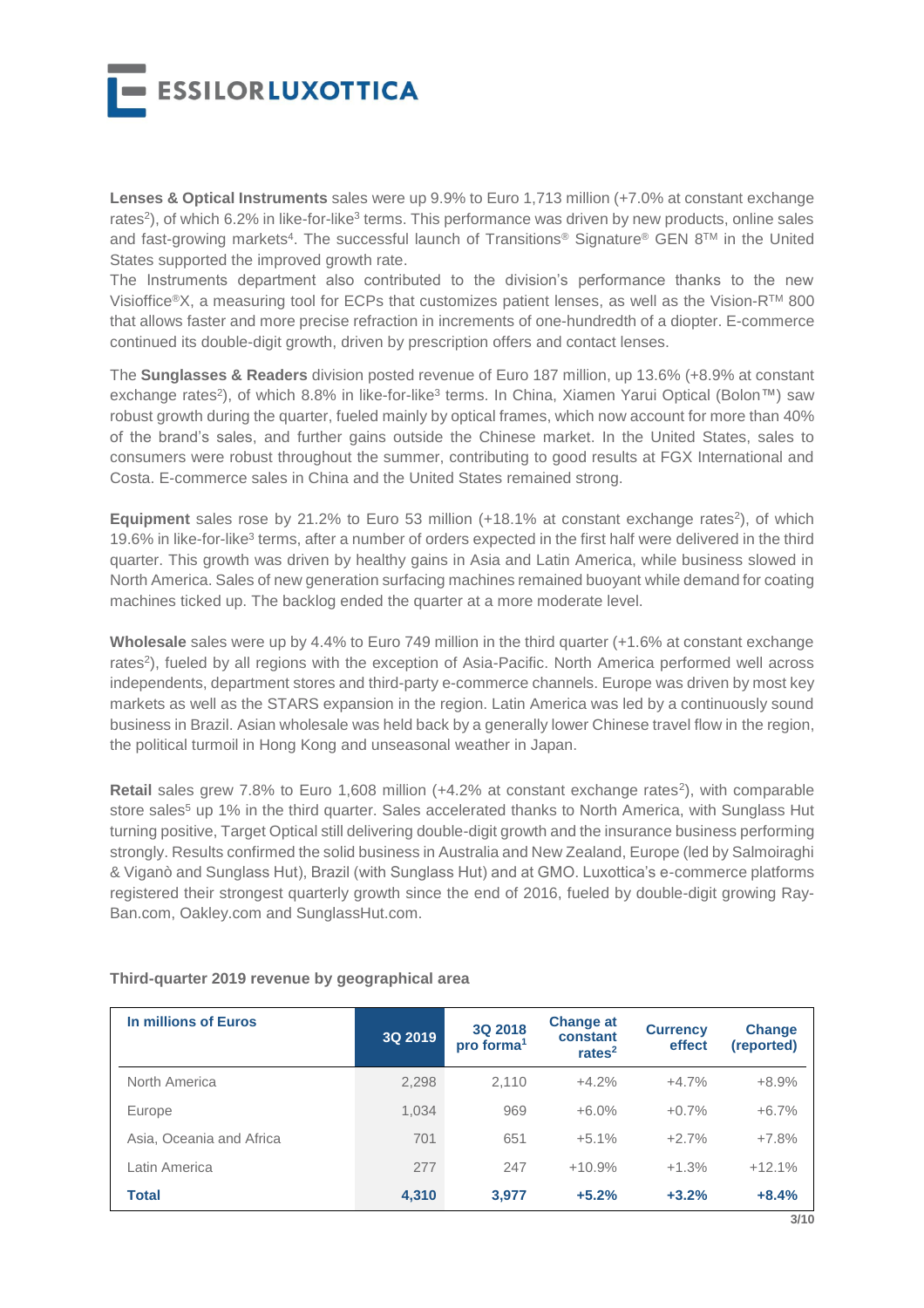**Lenses & Optical Instruments** sales were up 9.9% to Euro 1,713 million (+7.0% at constant exchange rates[2]), of which 6.2% in like-for-like[3] terms. This performance was driven by new products, online sales and fast-growing markets[4]. The successful launch of Transitions® Signature® GEN 8™ in the United States supported the improved growth rate.
The Instruments department also contributed to the division's performance thanks to the new Visioffice®X, a measuring tool for ECPs that customizes patient lenses, as well as the Vision-R™ 800 that allows faster and more precise refraction in increments of one-hundredth of a diopter. E-commerce continued its double-digit growth, driven by prescription offers and contact lenses.

The **Sunglasses & Readers** division posted revenue of Euro 187 million, up 13.6% (+8.9% at constant exchange rates[2]), of which 8.8% in like-for-like[3] terms. In China, Xiamen Yarui Optical (Bolon™) saw robust growth during the quarter, fueled mainly by optical frames, which now account for more than 40% of the brand's sales, and further gains outside the Chinese market. In the United States, sales to consumers were robust throughout the summer, contributing to good results at FGX International and Costa. E-commerce sales in China and the United States remained strong.

**Equipment** sales rose by 21.2% to Euro 53 million (+18.1% at constant exchange rates[2]), of which 19.6% in like-for-like[3] terms, after a number of orders expected in the first half were delivered in the third quarter. This growth was driven by healthy gains in Asia and Latin America, while business slowed in North America. Sales of new generation surfacing machines remained buoyant while demand for coating machines ticked up. The backlog ended the quarter at a more moderate level.

**Wholesale** sales were up by 4.4% to Euro 749 million in the third quarter (+1.6% at constant exchange rates[2]), fueled by all regions with the exception of Asia-Pacific. North America performed well across independents, department stores and third-party e-commerce channels. Europe was driven by most key markets as well as the STARS expansion in the region. Latin America was led by a continuously sound business in Brazil. Asian wholesale was held back by a generally lower Chinese travel flow in the region, the political turmoil in Hong Kong and unseasonal weather in Japan.

**Retail** sales grew 7.8% to Euro 1,608 million (+4.2% at constant exchange rates[2]), with comparable store sales[5] up 1% in the third quarter. Sales accelerated thanks to North America, with Sunglass Hut turning positive, Target Optical still delivering double-digit growth and the insurance business performing strongly. Results confirmed the solid business in Australia and New Zealand, Europe (led by Salmoiraghi & Viganò and Sunglass Hut), Brazil (with Sunglass Hut) and at GMO. Luxottica's e-commerce platforms registered their strongest quarterly growth since the end of 2016, fueled by double-digit growing Ray-Ban.com, Oakley.com and SunglassHut.com.

**Third-quarter 2019 revenue by geographical area**

| In millions of Euros | 3Q 2019 | 3Q 2018 pro forma[1] | Change at constant rates[2] | Currency effect | Change (reported) |
|---|---|---|---|---|---|
| North America | 2,298 | 2,110 | +4.2% | +4.7% | +8.9% |
| Europe | 1,034 | 969 | +6.0% | +0.7% | +6.7% |
| Asia, Oceania and Africa | 701 | 651 | +5.1% | +2.7% | +7.8% |
| Latin America | 277 | 247 | +10.9% | +1.3% | +12.1% |
| **Total** | **4,310** | **3,977** | **+5.2%** | **+3.2%** | **+8.4%** |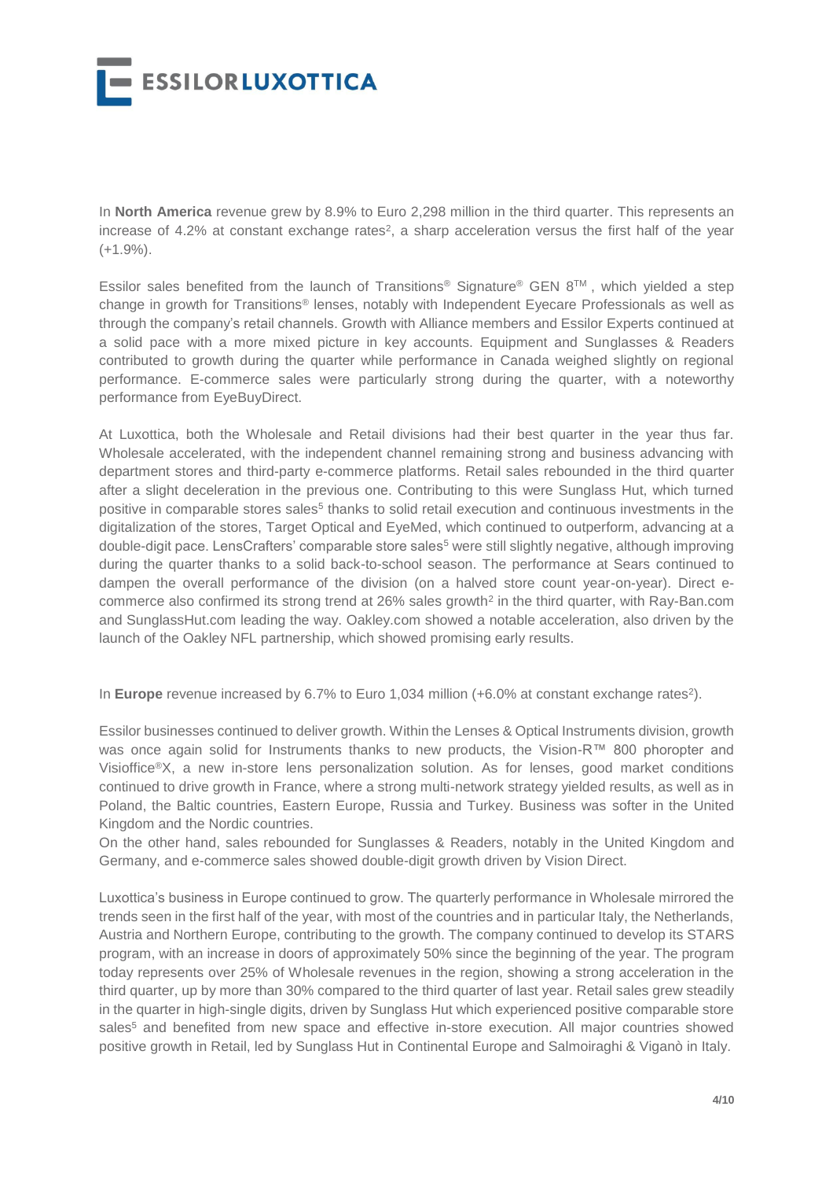In **North America** revenue grew by 8.9% to Euro 2,298 million in the third quarter. This represents an increase of 4.2% at constant exchange rates[2], a sharp acceleration versus the first half of the year (+1.9%).

Essilor sales benefited from the launch of Transitions® Signature® GEN 8™ , which yielded a step change in growth for Transitions® lenses, notably with Independent Eyecare Professionals as well as through the company's retail channels. Growth with Alliance members and Essilor Experts continued at a solid pace with a more mixed picture in key accounts. Equipment and Sunglasses & Readers contributed to growth during the quarter while performance in Canada weighed slightly on regional performance. E-commerce sales were particularly strong during the quarter, with a noteworthy performance from EyeBuyDirect.

At Luxottica, both the Wholesale and Retail divisions had their best quarter in the year thus far. Wholesale accelerated, with the independent channel remaining strong and business advancing with department stores and third-party e-commerce platforms. Retail sales rebounded in the third quarter after a slight deceleration in the previous one. Contributing to this were Sunglass Hut, which turned positive in comparable stores sales[5] thanks to solid retail execution and continuous investments in the digitalization of the stores, Target Optical and EyeMed, which continued to outperform, advancing at a double-digit pace. LensCrafters' comparable store sales[5] were still slightly negative, although improving during the quarter thanks to a solid back-to-school season. The performance at Sears continued to dampen the overall performance of the division (on a halved store count year-on-year). Direct e-commerce also confirmed its strong trend at 26% sales growth[2] in the third quarter, with Ray-Ban.com and SunglassHut.com leading the way. Oakley.com showed a notable acceleration, also driven by the launch of the Oakley NFL partnership, which showed promising early results.

In **Europe** revenue increased by 6.7% to Euro 1,034 million (+6.0% at constant exchange rates[2]).

Essilor businesses continued to deliver growth. Within the Lenses & Optical Instruments division, growth was once again solid for Instruments thanks to new products, the Vision-R™ 800 phoropter and Visioffice®X, a new in-store lens personalization solution. As for lenses, good market conditions continued to drive growth in France, where a strong multi-network strategy yielded results, as well as in Poland, the Baltic countries, Eastern Europe, Russia and Turkey. Business was softer in the United Kingdom and the Nordic countries.
On the other hand, sales rebounded for Sunglasses & Readers, notably in the United Kingdom and Germany, and e-commerce sales showed double-digit growth driven by Vision Direct.

Luxottica's business in Europe continued to grow. The quarterly performance in Wholesale mirrored the trends seen in the first half of the year, with most of the countries and in particular Italy, the Netherlands, Austria and Northern Europe, contributing to the growth. The company continued to develop its STARS program, with an increase in doors of approximately 50% since the beginning of the year. The program today represents over 25% of Wholesale revenues in the region, showing a strong acceleration in the third quarter, up by more than 30% compared to the third quarter of last year. Retail sales grew steadily in the quarter in high-single digits, driven by Sunglass Hut which experienced positive comparable store sales[5] and benefited from new space and effective in-store execution. All major countries showed positive growth in Retail, led by Sunglass Hut in Continental Europe and Salmoiraghi & Viganò in Italy.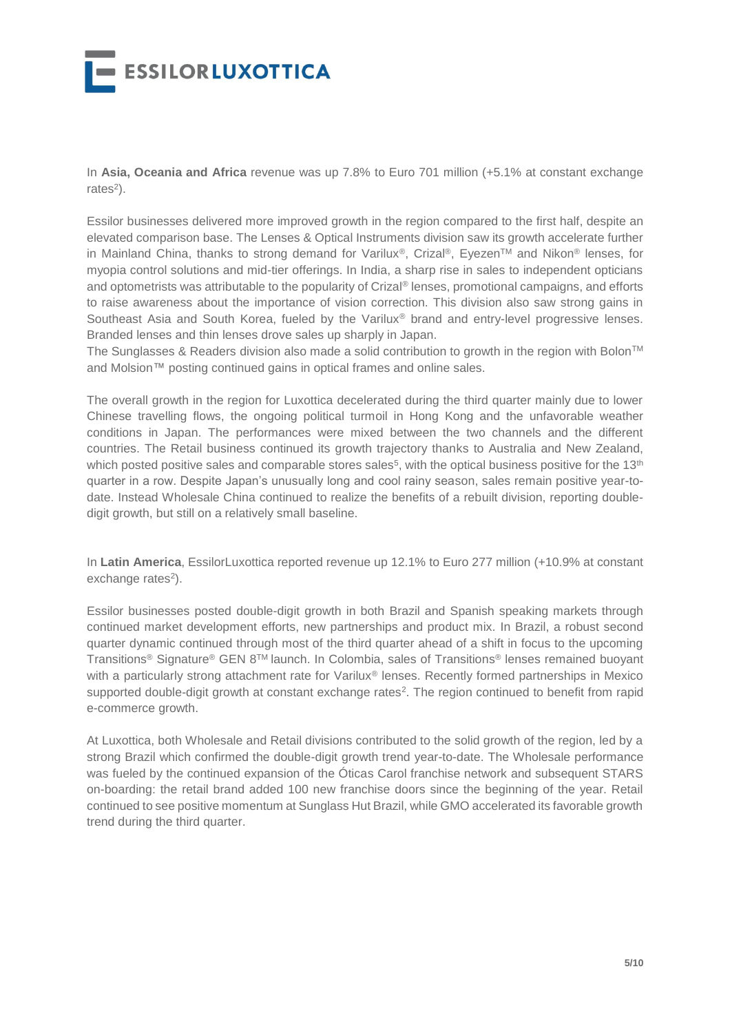In **Asia, Oceania and Africa** revenue was up 7.8% to Euro 701 million (+5.1% at constant exchange rates[2]).

Essilor businesses delivered more improved growth in the region compared to the first half, despite an elevated comparison base. The Lenses & Optical Instruments division saw its growth accelerate further in Mainland China, thanks to strong demand for Varilux®, Crizal®, Eyezen™ and Nikon® lenses, for myopia control solutions and mid-tier offerings. In India, a sharp rise in sales to independent opticians and optometrists was attributable to the popularity of Crizal® lenses, promotional campaigns, and efforts to raise awareness about the importance of vision correction. This division also saw strong gains in Southeast Asia and South Korea, fueled by the Varilux® brand and entry-level progressive lenses. Branded lenses and thin lenses drove sales up sharply in Japan.
The Sunglasses & Readers division also made a solid contribution to growth in the region with Bolon™ and Molsion™ posting continued gains in optical frames and online sales.

The overall growth in the region for Luxottica decelerated during the third quarter mainly due to lower Chinese travelling flows, the ongoing political turmoil in Hong Kong and the unfavorable weather conditions in Japan. The performances were mixed between the two channels and the different countries. The Retail business continued its growth trajectory thanks to Australia and New Zealand, which posted positive sales and comparable stores sales[5], with the optical business positive for the 13th quarter in a row. Despite Japan's unusually long and cool rainy season, sales remain positive year-to-date. Instead Wholesale China continued to realize the benefits of a rebuilt division, reporting double-digit growth, but still on a relatively small baseline.

In **Latin America**, EssilorLuxottica reported revenue up 12.1% to Euro 277 million (+10.9% at constant exchange rates[2]).

Essilor businesses posted double-digit growth in both Brazil and Spanish speaking markets through continued market development efforts, new partnerships and product mix. In Brazil, a robust second quarter dynamic continued through most of the third quarter ahead of a shift in focus to the upcoming Transitions® Signature® GEN 8™ launch. In Colombia, sales of Transitions® lenses remained buoyant with a particularly strong attachment rate for Varilux® lenses. Recently formed partnerships in Mexico supported double-digit growth at constant exchange rates[2]. The region continued to benefit from rapid e-commerce growth.

At Luxottica, both Wholesale and Retail divisions contributed to the solid growth of the region, led by a strong Brazil which confirmed the double-digit growth trend year-to-date. The Wholesale performance was fueled by the continued expansion of the Óticas Carol franchise network and subsequent STARS on-boarding: the retail brand added 100 new franchise doors since the beginning of the year. Retail continued to see positive momentum at Sunglass Hut Brazil, while GMO accelerated its favorable growth trend during the third quarter.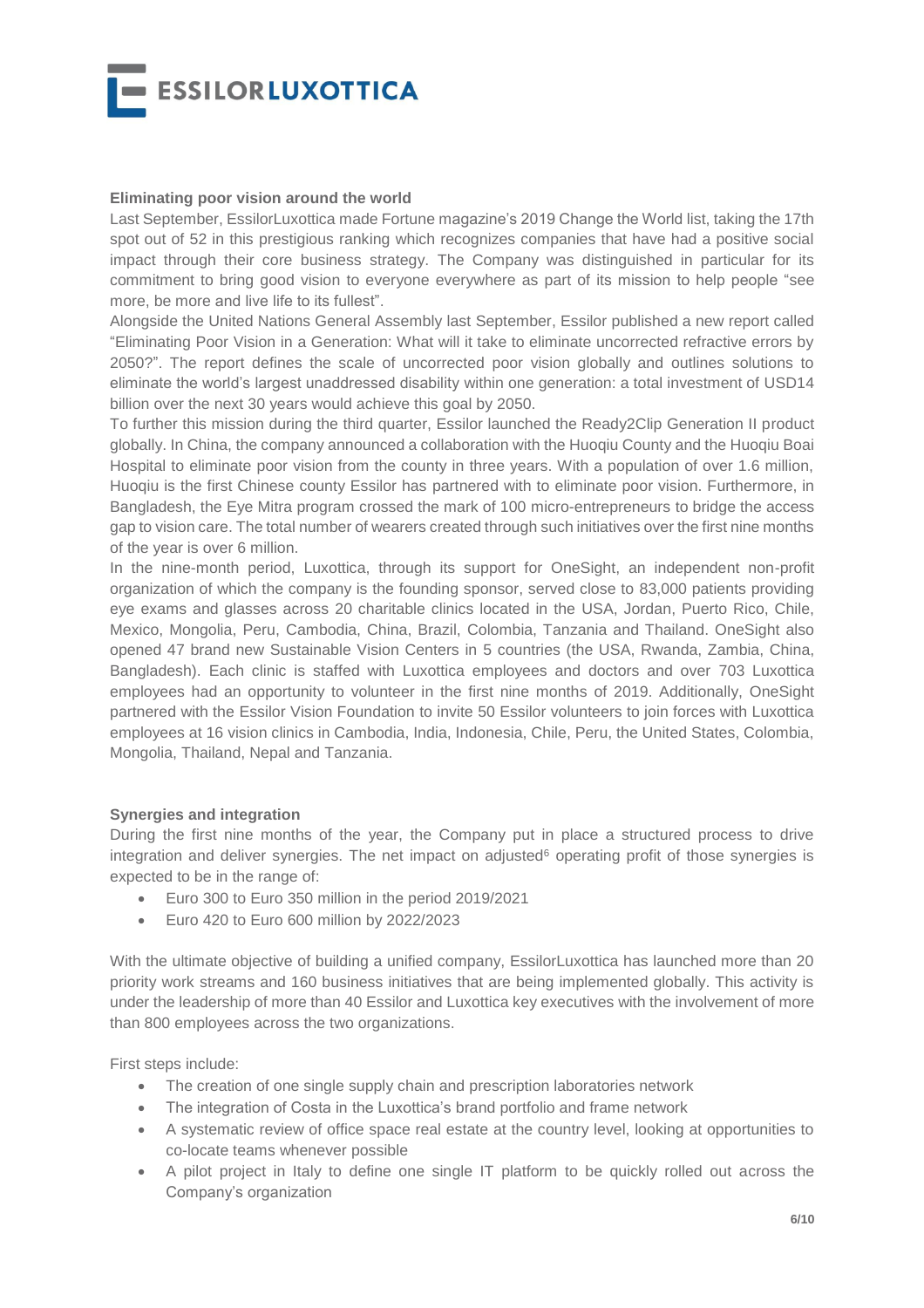**Eliminating poor vision around the world**

Last September, EssilorLuxottica made Fortune magazine's 2019 Change the World list, taking the 17th spot out of 52 in this prestigious ranking which recognizes companies that have had a positive social impact through their core business strategy. The Company was distinguished in particular for its commitment to bring good vision to everyone everywhere as part of its mission to help people "see more, be more and live life to its fullest".

Alongside the United Nations General Assembly last September, Essilor published a new report called "Eliminating Poor Vision in a Generation: What will it take to eliminate uncorrected refractive errors by 2050?". The report defines the scale of uncorrected poor vision globally and outlines solutions to eliminate the world's largest unaddressed disability within one generation: a total investment of USD14 billion over the next 30 years would achieve this goal by 2050.

To further this mission during the third quarter, Essilor launched the Ready2Clip Generation II product globally. In China, the company announced a collaboration with the Huoqiu County and the Huoqiu Boai Hospital to eliminate poor vision from the county in three years. With a population of over 1.6 million, Huoqiu is the first Chinese county Essilor has partnered with to eliminate poor vision. Furthermore, in Bangladesh, the Eye Mitra program crossed the mark of 100 micro-entrepreneurs to bridge the access gap to vision care. The total number of wearers created through such initiatives over the first nine months of the year is over 6 million.

In the nine-month period, Luxottica, through its support for OneSight, an independent non-profit organization of which the company is the founding sponsor, served close to 83,000 patients providing eye exams and glasses across 20 charitable clinics located in the USA, Jordan, Puerto Rico, Chile, Mexico, Mongolia, Peru, Cambodia, China, Brazil, Colombia, Tanzania and Thailand. OneSight also opened 47 brand new Sustainable Vision Centers in 5 countries (the USA, Rwanda, Zambia, China, Bangladesh). Each clinic is staffed with Luxottica employees and doctors and over 703 Luxottica employees had an opportunity to volunteer in the first nine months of 2019. Additionally, OneSight partnered with the Essilor Vision Foundation to invite 50 Essilor volunteers to join forces with Luxottica employees at 16 vision clinics in Cambodia, India, Indonesia, Chile, Peru, the United States, Colombia, Mongolia, Thailand, Nepal and Tanzania.

**Synergies and integration**

During the first nine months of the year, the Company put in place a structured process to drive integration and deliver synergies. The net impact on adjusted[6] operating profit of those synergies is expected to be in the range of:

- Euro 300 to Euro 350 million in the period 2019/2021
- Euro 420 to Euro 600 million by 2022/2023

With the ultimate objective of building a unified company, EssilorLuxottica has launched more than 20 priority work streams and 160 business initiatives that are being implemented globally. This activity is under the leadership of more than 40 Essilor and Luxottica key executives with the involvement of more than 800 employees across the two organizations.

First steps include:

- The creation of one single supply chain and prescription laboratories network
- The integration of Costa in the Luxottica's brand portfolio and frame network
- A systematic review of office space real estate at the country level, looking at opportunities to co-locate teams whenever possible
- A pilot project in Italy to define one single IT platform to be quickly rolled out across the Company's organization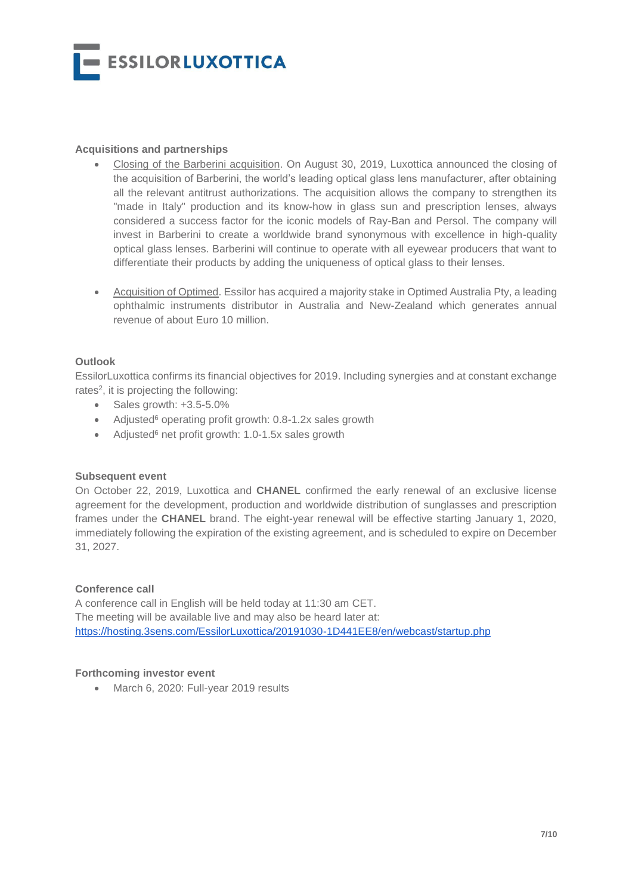### Acquisitions and partnerships

- Closing of the Barberini acquisition. On August 30, 2019, Luxottica announced the closing of the acquisition of Barberini, the world's leading optical glass lens manufacturer, after obtaining all the relevant antitrust authorizations. The acquisition allows the company to strengthen its "made in Italy" production and its know-how in glass sun and prescription lenses, always considered a success factor for the iconic models of Ray-Ban and Persol. The company will invest in Barberini to create a worldwide brand synonymous with excellence in high-quality optical glass lenses. Barberini will continue to operate with all eyewear producers that want to differentiate their products by adding the uniqueness of optical glass to their lenses.

- Acquisition of Optimed. Essilor has acquired a majority stake in Optimed Australia Pty, a leading ophthalmic instruments distributor in Australia and New-Zealand which generates annual revenue of about Euro 10 million.

### Outlook

EssilorLuxottica confirms its financial objectives for 2019. Including synergies and at constant exchange rates[2], it is projecting the following:

- Sales growth: +3.5-5.0%
- Adjusted[6] operating profit growth: 0.8-1.2x sales growth
- Adjusted[6] net profit growth: 1.0-1.5x sales growth

### Subsequent event

On October 22, 2019, Luxottica and **CHANEL** confirmed the early renewal of an exclusive license agreement for the development, production and worldwide distribution of sunglasses and prescription frames under the **CHANEL** brand. The eight-year renewal will be effective starting January 1, 2020, immediately following the expiration of the existing agreement, and is scheduled to expire on December 31, 2027.

### Conference call

A conference call in English will be held today at 11:30 am CET.
The meeting will be available live and may also be heard later at:
https://hosting.3sens.com/EssilorLuxottica/20191030-1D441EE8/en/webcast/startup.php

### Forthcoming investor event

- March 6, 2020: Full-year 2019 results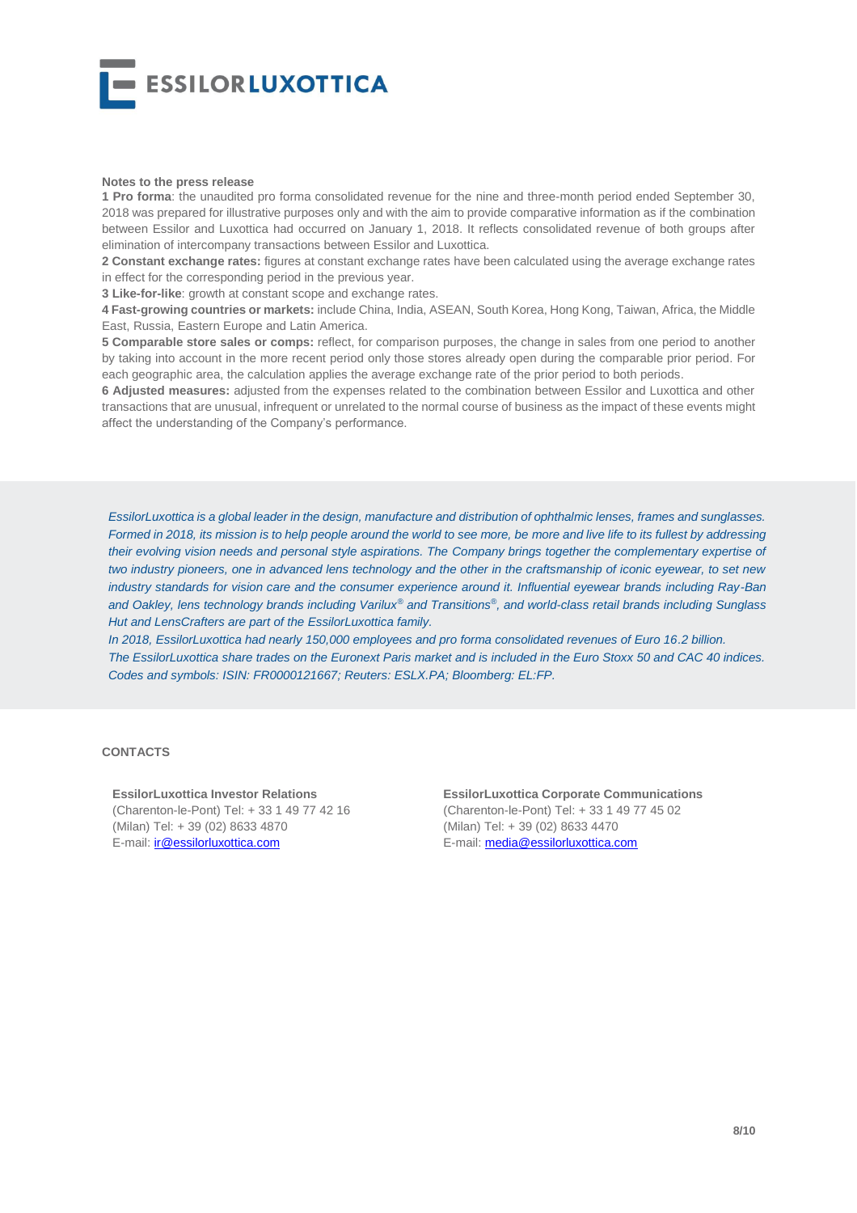**Notes to the press release**

**1 Pro forma**: the unaudited pro forma consolidated revenue for the nine and three-month period ended September 30, 2018 was prepared for illustrative purposes only and with the aim to provide comparative information as if the combination between Essilor and Luxottica had occurred on January 1, 2018. It reflects consolidated revenue of both groups after elimination of intercompany transactions between Essilor and Luxottica.

**2 Constant exchange rates:** figures at constant exchange rates have been calculated using the average exchange rates in effect for the corresponding period in the previous year.

**3 Like-for-like**: growth at constant scope and exchange rates.

**4 Fast-growing countries or markets:** include China, India, ASEAN, South Korea, Hong Kong, Taiwan, Africa, the Middle East, Russia, Eastern Europe and Latin America.

**5 Comparable store sales or comps:** reflect, for comparison purposes, the change in sales from one period to another by taking into account in the more recent period only those stores already open during the comparable prior period. For each geographic area, the calculation applies the average exchange rate of the prior period to both periods.

**6 Adjusted measures:** adjusted from the expenses related to the combination between Essilor and Luxottica and other transactions that are unusual, infrequent or unrelated to the normal course of business as the impact of these events might affect the understanding of the Company's performance.

*EssilorLuxottica is a global leader in the design, manufacture and distribution of ophthalmic lenses, frames and sunglasses. Formed in 2018, its mission is to help people around the world to see more, be more and live life to its fullest by addressing their evolving vision needs and personal style aspirations. The Company brings together the complementary expertise of two industry pioneers, one in advanced lens technology and the other in the craftsmanship of iconic eyewear, to set new industry standards for vision care and the consumer experience around it. Influential eyewear brands including Ray-Ban and Oakley, lens technology brands including Varilux® and Transitions®, and world-class retail brands including Sunglass Hut and LensCrafters are part of the EssilorLuxottica family.*

*In 2018, EssilorLuxottica had nearly 150,000 employees and pro forma consolidated revenues of Euro 16.2 billion.*

*The EssilorLuxottica share trades on the Euronext Paris market and is included in the Euro Stoxx 50 and CAC 40 indices.*

*Codes and symbols: ISIN: FR0000121667; Reuters: ESLX.PA; Bloomberg: EL:FP.*

**CONTACTS**

**EssilorLuxottica Investor Relations**
(Charenton-le-Pont) Tel: + 33 1 49 77 42 16
(Milan) Tel: + 39 (02) 8633 4870
E-mail: ir@essilorluxottica.com

**EssilorLuxottica Corporate Communications**
(Charenton-le-Pont) Tel: + 33 1 49 77 45 02
(Milan) Tel: + 39 (02) 8633 4470
E-mail: media@essilorluxottica.com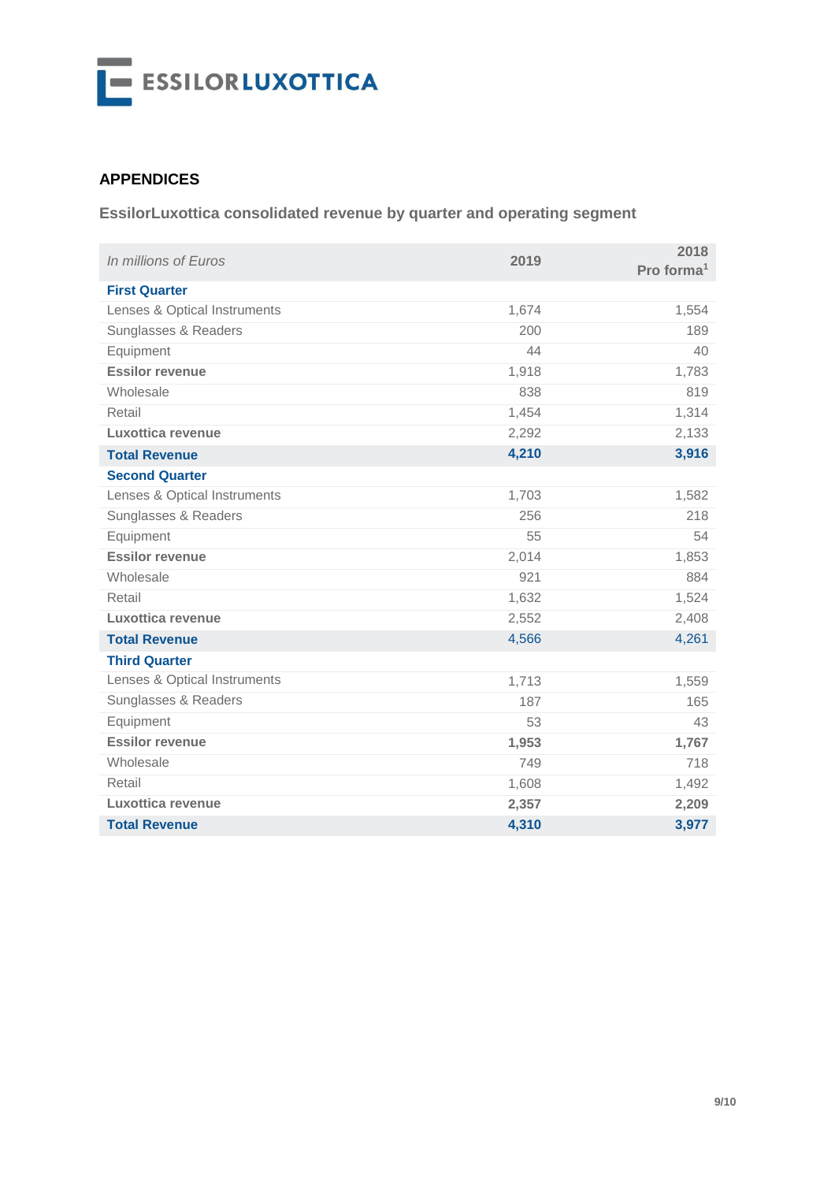## APPENDICES

### EssilorLuxottica consolidated revenue by quarter and operating segment

| *In millions of Euros* | 2019 | 2018 Pro forma[1] |
|---|---|---|
| **First Quarter** | | |
| Lenses & Optical Instruments | 1,674 | 1,554 |
| Sunglasses & Readers | 200 | 189 |
| Equipment | 44 | 40 |
| **Essilor revenue** | 1,918 | 1,783 |
| Wholesale | 838 | 819 |
| Retail | 1,454 | 1,314 |
| **Luxottica revenue** | 2,292 | 2,133 |
| **Total Revenue** | **4,210** | **3,916** |
| **Second Quarter** | | |
| Lenses & Optical Instruments | 1,703 | 1,582 |
| Sunglasses & Readers | 256 | 218 |
| Equipment | 55 | 54 |
| **Essilor revenue** | 2,014 | 1,853 |
| Wholesale | 921 | 884 |
| Retail | 1,632 | 1,524 |
| **Luxottica revenue** | 2,552 | 2,408 |
| **Total Revenue** | 4,566 | 4,261 |
| **Third Quarter** | | |
| Lenses & Optical Instruments | 1,713 | 1,559 |
| Sunglasses & Readers | 187 | 165 |
| Equipment | 53 | 43 |
| **Essilor revenue** | **1,953** | **1,767** |
| Wholesale | 749 | 718 |
| Retail | 1,608 | 1,492 |
| **Luxottica revenue** | **2,357** | **2,209** |
| **Total Revenue** | **4,310** | **3,977** |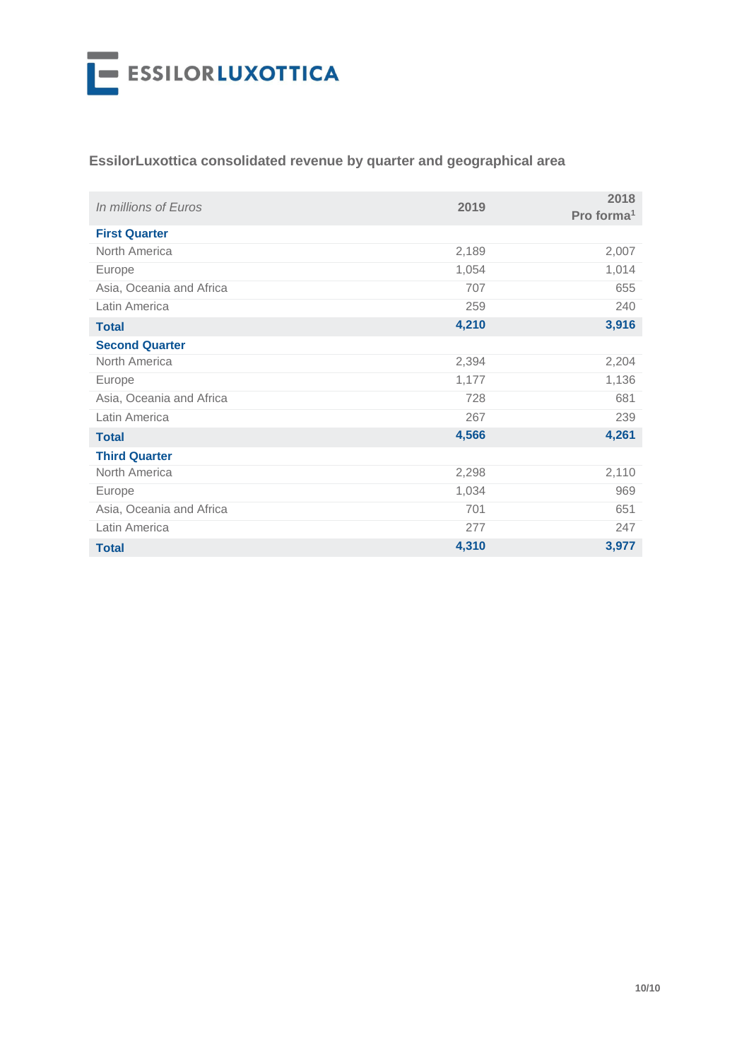ESSILORLUXOTTICA

### EssilorLuxottica consolidated revenue by quarter and geographical area

| *In millions of Euros* | 2019 | 2018 Pro forma[1] |
|---|---|---|
| **First Quarter** | | |
| North America | 2,189 | 2,007 |
| Europe | 1,054 | 1,014 |
| Asia, Oceania and Africa | 707 | 655 |
| Latin America | 259 | 240 |
| **Total** | **4,210** | **3,916** |
| **Second Quarter** | | |
| North America | 2,394 | 2,204 |
| Europe | 1,177 | 1,136 |
| Asia, Oceania and Africa | 728 | 681 |
| Latin America | 267 | 239 |
| **Total** | **4,566** | **4,261** |
| **Third Quarter** | | |
| North America | 2,298 | 2,110 |
| Europe | 1,034 | 969 |
| Asia, Oceania and Africa | 701 | 651 |
| Latin America | 277 | 247 |
| **Total** | **4,310** | **3,977** |